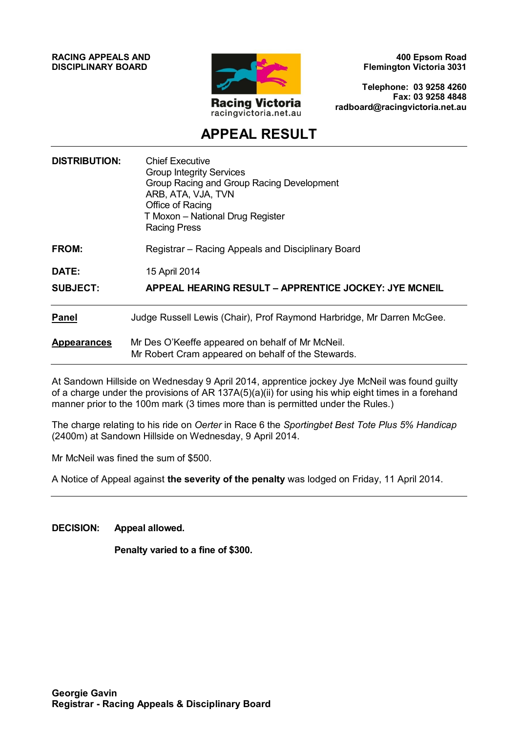**RACING APPEALS AND DISCIPLINARY BOARD**

Racing Victoria
racingvictoria.net.au

**400 Epsom Road**
**Flemington Victoria 3031**

**Telephone: 03 9258 4260**
**Fax: 03 9258 4848**
**radboard@racingvictoria.net.au**

# APPEAL RESULT

---

| | |
|---|---|
| **DISTRIBUTION:** | Chief Executive<br>Group Integrity Services<br>Group Racing and Group Racing Development<br>ARB, ATA, VJA, TVN<br>Office of Racing<br>T Moxon – National Drug Register<br>Racing Press |
| **FROM:** | Registrar – Racing Appeals and Disciplinary Board |
| **DATE:** | 15 April 2014 |
| **SUBJECT:** | **APPEAL HEARING RESULT – APPRENTICE JOCKEY: JYE MCNEIL** |

---

| | |
|---|---|
| **Panel** | Judge Russell Lewis (Chair), Prof Raymond Harbridge, Mr Darren McGee. |
| **Appearances** | Mr Des O'Keeffe appeared on behalf of Mr McNeil.<br>Mr Robert Cram appeared on behalf of the Stewards. |

---

At Sandown Hillside on Wednesday 9 April 2014, apprentice jockey Jye McNeil was found guilty of a charge under the provisions of AR 137A(5)(a)(ii) for using his whip eight times in a forehand manner prior to the 100m mark (3 times more than is permitted under the Rules.)

The charge relating to his ride on *Oerter* in Race 6 the *Sportingbet Best Tote Plus 5% Handicap* (2400m) at Sandown Hillside on Wednesday, 9 April 2014.

Mr McNeil was fined the sum of $500.

A Notice of Appeal against **the severity of the penalty** was lodged on Friday, 11 April 2014.

---

**DECISION:** **Appeal allowed.**

**Penalty varied to a fine of $300.**

**Georgie Gavin**
**Registrar - Racing Appeals & Disciplinary Board**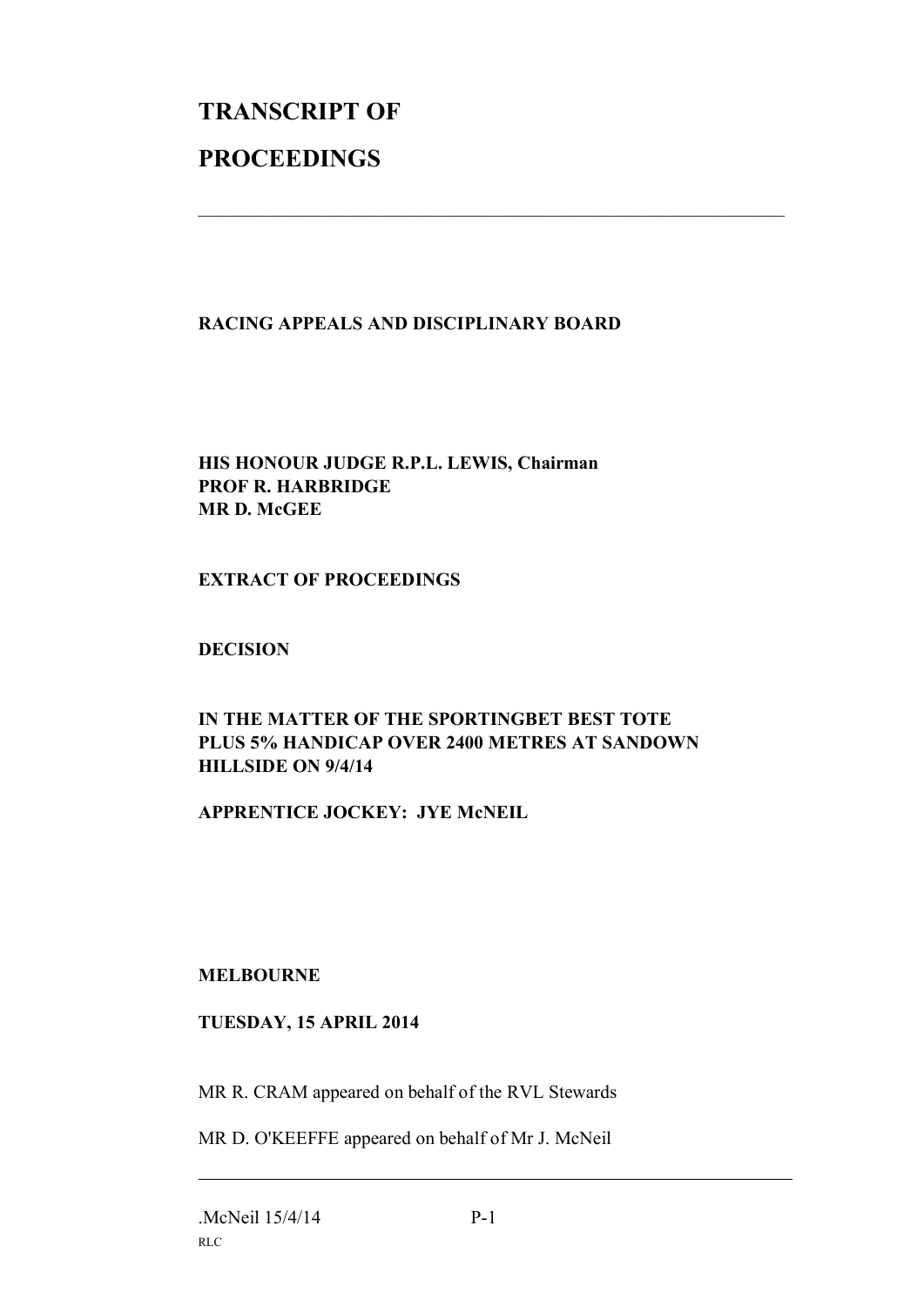# TRANSCRIPT OF

# PROCEEDINGS

---

**RACING APPEALS AND DISCIPLINARY BOARD**

**HIS HONOUR JUDGE R.P.L. LEWIS, Chairman**
**PROF R. HARBRIDGE**
**MR D. McGEE**

**EXTRACT OF PROCEEDINGS**

**DECISION**

**IN THE MATTER OF THE SPORTINGBET BEST TOTE PLUS 5% HANDICAP OVER 2400 METRES AT SANDOWN HILLSIDE ON 9/4/14**

**APPRENTICE JOCKEY: JYE McNEIL**

**MELBOURNE**

**TUESDAY, 15 APRIL 2014**

MR R. CRAM appeared on behalf of the RVL Stewards

MR D. O'KEEFFE appeared on behalf of Mr J. McNeil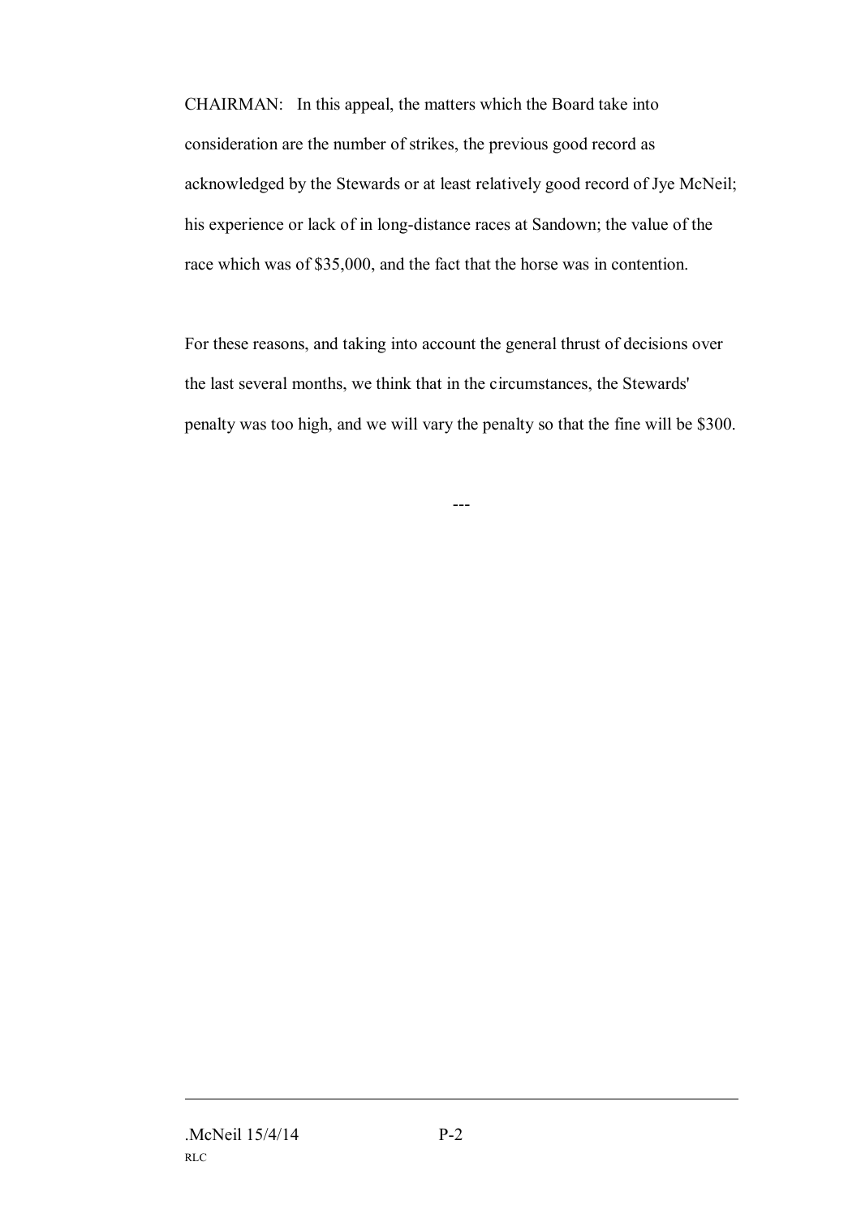CHAIRMAN: In this appeal, the matters which the Board take into consideration are the number of strikes, the previous good record as acknowledged by the Stewards or at least relatively good record of Jye McNeil; his experience or lack of in long-distance races at Sandown; the value of the race which was of $35,000, and the fact that the horse was in contention.

For these reasons, and taking into account the general thrust of decisions over the last several months, we think that in the circumstances, the Stewards' penalty was too high, and we will vary the penalty so that the fine will be $300.

---